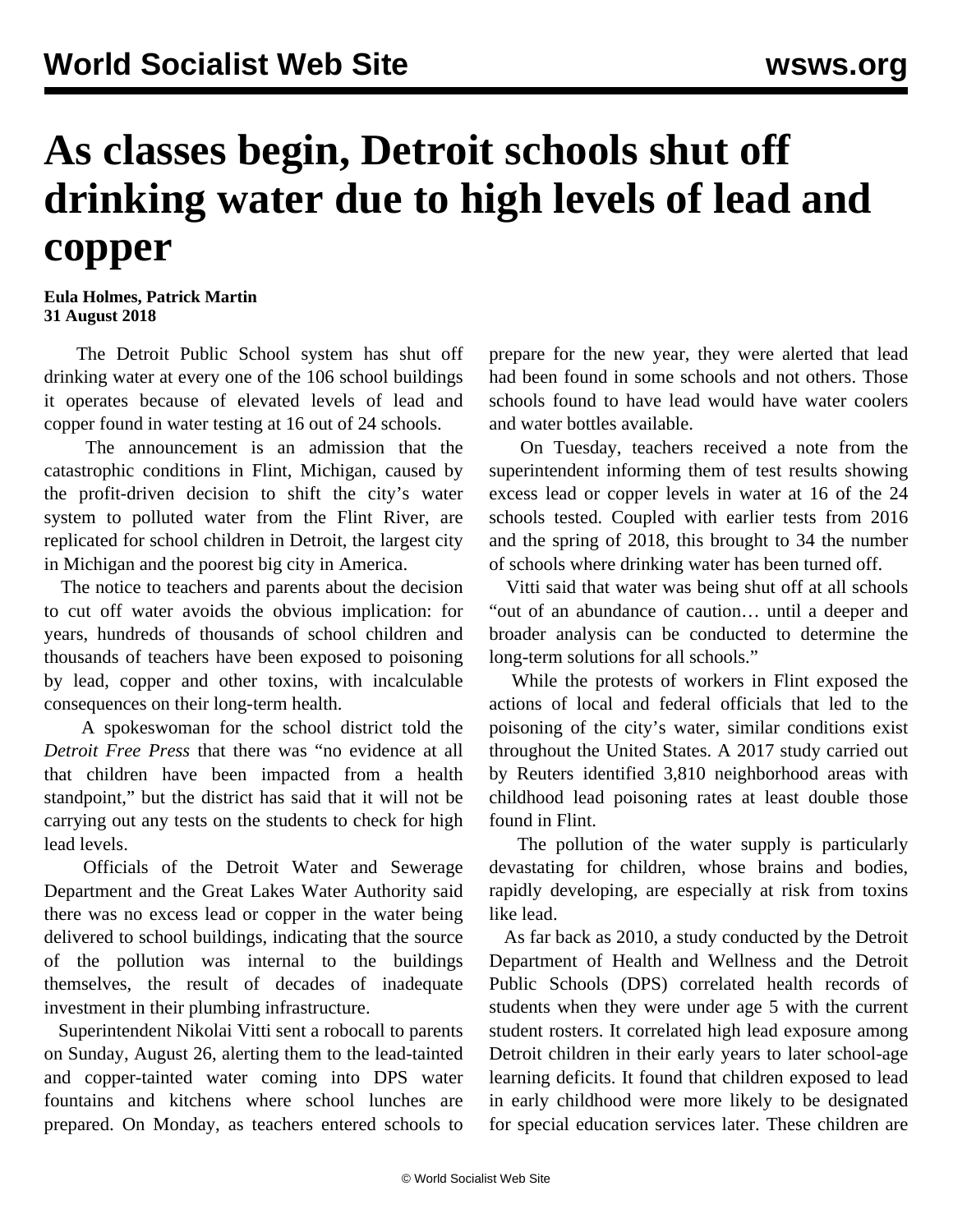# As classes begin, Detroit schools shut off drinking water due to high levels of lead and copper

**Eula Holmes, Patrick Martin**
**31 August 2018**

The Detroit Public School system has shut off drinking water at every one of the 106 school buildings it operates because of elevated levels of lead and copper found in water testing at 16 out of 24 schools.

The announcement is an admission that the catastrophic conditions in Flint, Michigan, caused by the profit-driven decision to shift the city's water system to polluted water from the Flint River, are replicated for school children in Detroit, the largest city in Michigan and the poorest big city in America.

The notice to teachers and parents about the decision to cut off water avoids the obvious implication: for years, hundreds of thousands of school children and thousands of teachers have been exposed to poisoning by lead, copper and other toxins, with incalculable consequences on their long-term health.

A spokeswoman for the school district told the *Detroit Free Press* that there was "no evidence at all that children have been impacted from a health standpoint," but the district has said that it will not be carrying out any tests on the students to check for high lead levels.

Officials of the Detroit Water and Sewerage Department and the Great Lakes Water Authority said there was no excess lead or copper in the water being delivered to school buildings, indicating that the source of the pollution was internal to the buildings themselves, the result of decades of inadequate investment in their plumbing infrastructure.

Superintendent Nikolai Vitti sent a robocall to parents on Sunday, August 26, alerting them to the lead-tainted and copper-tainted water coming into DPS water fountains and kitchens where school lunches are prepared. On Monday, as teachers entered schools to prepare for the new year, they were alerted that lead had been found in some schools and not others. Those schools found to have lead would have water coolers and water bottles available.

On Tuesday, teachers received a note from the superintendent informing them of test results showing excess lead or copper levels in water at 16 of the 24 schools tested. Coupled with earlier tests from 2016 and the spring of 2018, this brought to 34 the number of schools where drinking water has been turned off.

Vitti said that water was being shut off at all schools "out of an abundance of caution… until a deeper and broader analysis can be conducted to determine the long-term solutions for all schools."

While the protests of workers in Flint exposed the actions of local and federal officials that led to the poisoning of the city's water, similar conditions exist throughout the United States. A 2017 study carried out by Reuters identified 3,810 neighborhood areas with childhood lead poisoning rates at least double those found in Flint.

The pollution of the water supply is particularly devastating for children, whose brains and bodies, rapidly developing, are especially at risk from toxins like lead.

As far back as 2010, a study conducted by the Detroit Department of Health and Wellness and the Detroit Public Schools (DPS) correlated health records of students when they were under age 5 with the current student rosters. It correlated high lead exposure among Detroit children in their early years to later school-age learning deficits. It found that children exposed to lead in early childhood were more likely to be designated for special education services later. These children are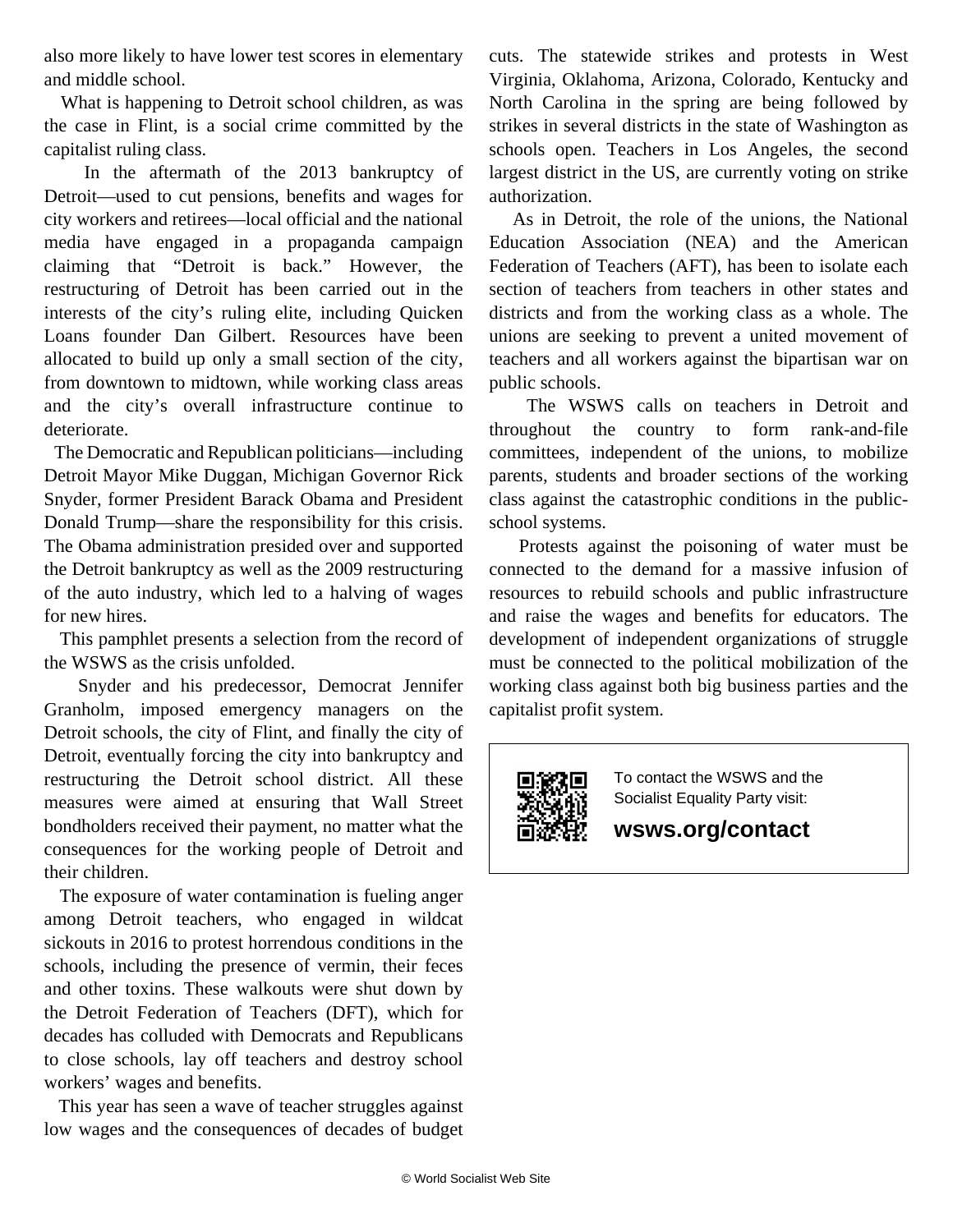also more likely to have lower test scores in elementary and middle school.

What is happening to Detroit school children, as was the case in Flint, is a social crime committed by the capitalist ruling class.

In the aftermath of the 2013 bankruptcy of Detroit—used to cut pensions, benefits and wages for city workers and retirees—local official and the national media have engaged in a propaganda campaign claiming that "Detroit is back." However, the restructuring of Detroit has been carried out in the interests of the city's ruling elite, including Quicken Loans founder Dan Gilbert. Resources have been allocated to build up only a small section of the city, from downtown to midtown, while working class areas and the city's overall infrastructure continue to deteriorate.

The Democratic and Republican politicians—including Detroit Mayor Mike Duggan, Michigan Governor Rick Snyder, former President Barack Obama and President Donald Trump—share the responsibility for this crisis. The Obama administration presided over and supported the Detroit bankruptcy as well as the 2009 restructuring of the auto industry, which led to a halving of wages for new hires.

This pamphlet presents a selection from the record of the WSWS as the crisis unfolded.

Snyder and his predecessor, Democrat Jennifer Granholm, imposed emergency managers on the Detroit schools, the city of Flint, and finally the city of Detroit, eventually forcing the city into bankruptcy and restructuring the Detroit school district. All these measures were aimed at ensuring that Wall Street bondholders received their payment, no matter what the consequences for the working people of Detroit and their children.

The exposure of water contamination is fueling anger among Detroit teachers, who engaged in wildcat sickouts in 2016 to protest horrendous conditions in the schools, including the presence of vermin, their feces and other toxins. These walkouts were shut down by the Detroit Federation of Teachers (DFT), which for decades has colluded with Democrats and Republicans to close schools, lay off teachers and destroy school workers' wages and benefits.

This year has seen a wave of teacher struggles against low wages and the consequences of decades of budget cuts. The statewide strikes and protests in West Virginia, Oklahoma, Arizona, Colorado, Kentucky and North Carolina in the spring are being followed by strikes in several districts in the state of Washington as schools open. Teachers in Los Angeles, the second largest district in the US, are currently voting on strike authorization.

As in Detroit, the role of the unions, the National Education Association (NEA) and the American Federation of Teachers (AFT), has been to isolate each section of teachers from teachers in other states and districts and from the working class as a whole. The unions are seeking to prevent a united movement of teachers and all workers against the bipartisan war on public schools.

The WSWS calls on teachers in Detroit and throughout the country to form rank-and-file committees, independent of the unions, to mobilize parents, students and broader sections of the working class against the catastrophic conditions in the public-school systems.

Protests against the poisoning of water must be connected to the demand for a massive infusion of resources to rebuild schools and public infrastructure and raise the wages and benefits for educators. The development of independent organizations of struggle must be connected to the political mobilization of the working class against both big business parties and the capitalist profit system.

To contact the WSWS and the Socialist Equality Party visit:

**wsws.org/contact**